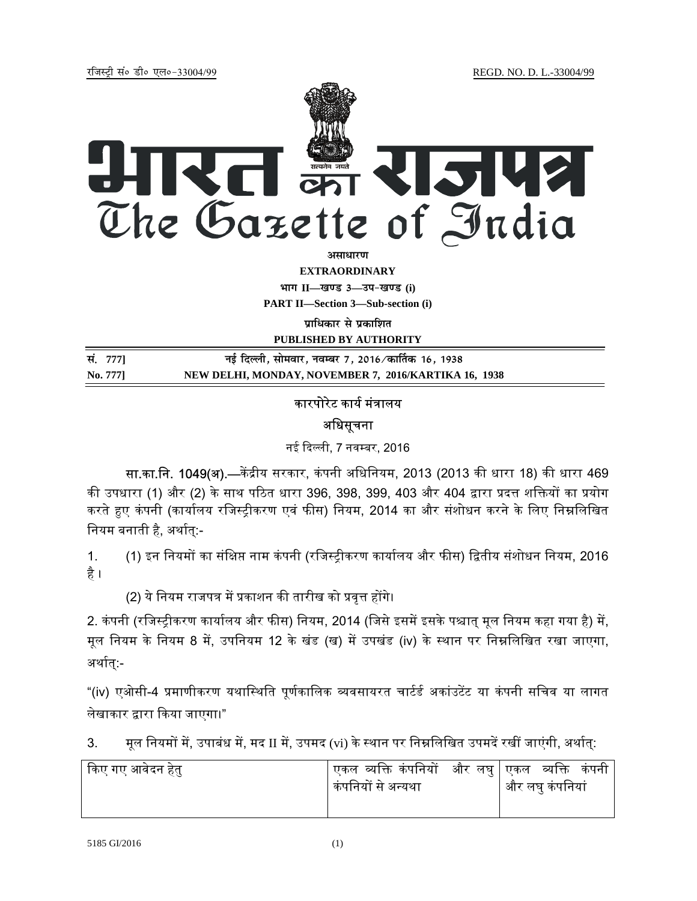रजिस्ट्री सं० डी० एल०-33004/99 REGD. NO. D. L.-33004/99

# भारत का राजपत्र
# The Gazette of India

**असाधारण**

**EXTRAORDINARY**

**भाग II—खण्ड 3—उप-खण्ड (i)**

**PART II—Section 3—Sub-section (i)**

**प्राधिकार से प्रकाशित**

**PUBLISHED BY AUTHORITY**

| | |
|---|---|
| **सं. 777]** | **नई दिल्ली, सोमवार, नवम्बर 7, 2016/कार्तिक 16, 1938** |
| **No. 777]** | **NEW DELHI, MONDAY, NOVEMBER 7, 2016/KARTIKA 16, 1938** |

## कारपोरेट कार्य मंत्रालय

## अधिसूचना

नई दिल्ली, 7 नवम्बर, 2016

**सा.का.नि. 1049(अ).**—केंद्रीय सरकार, कंपनी अधिनियम, 2013 (2013 की धारा 18) की धारा 469 की उपधारा (1) और (2) के साथ पठित धारा 396, 398, 399, 403 और 404 द्वारा प्रदत्त शक्तियों का प्रयोग करते हुए कंपनी (कार्यालय रजिस्ट्रीकरण एवं फीस) नियम, 2014 का और संशोधन करने के लिए निम्नलिखित नियम बनाती है, अर्थात्:-

1. (1) इन नियमों का संक्षिप्त नाम कंपनी (रजिस्ट्रीकरण कार्यालय और फीस) द्वितीय संशोधन नियम, 2016 है ।

(2) ये नियम राजपत्र में प्रकाशन की तारीख को प्रवृत्त होंगे।

2. कंपनी (रजिस्ट्रीकरण कार्यालय और फीस) नियम, 2014 (जिसे इसमें इसके पश्चात् मूल नियम कहा गया है) में, मूल नियम के नियम 8 में, उपनियम 12 के खंड (ख) में उपखंड (iv) के स्थान पर निम्नलिखित रखा जाएगा, अर्थात्:-

"(iv) एओसी-4 प्रमाणीकरण यथास्थिति पूर्णकालिक व्यवसायरत चार्टर्ड अकांउटेंट या कंपनी सचिव या लागत लेखाकार द्वारा किया जाएगा।"

3. मूल नियमों में, उपाबंध में, मद II में, उपमद (vi) के स्थान पर निम्नलिखित उपमदें रखीं जाएंगी, अर्थात्:

| किए गए आवेदन हेतु | एकल व्यक्ति कंपनियों और लघु कंपनियों से अन्यथा | एकल व्यक्ति कंपनी और लघु कंपनियां |
|---|---|---|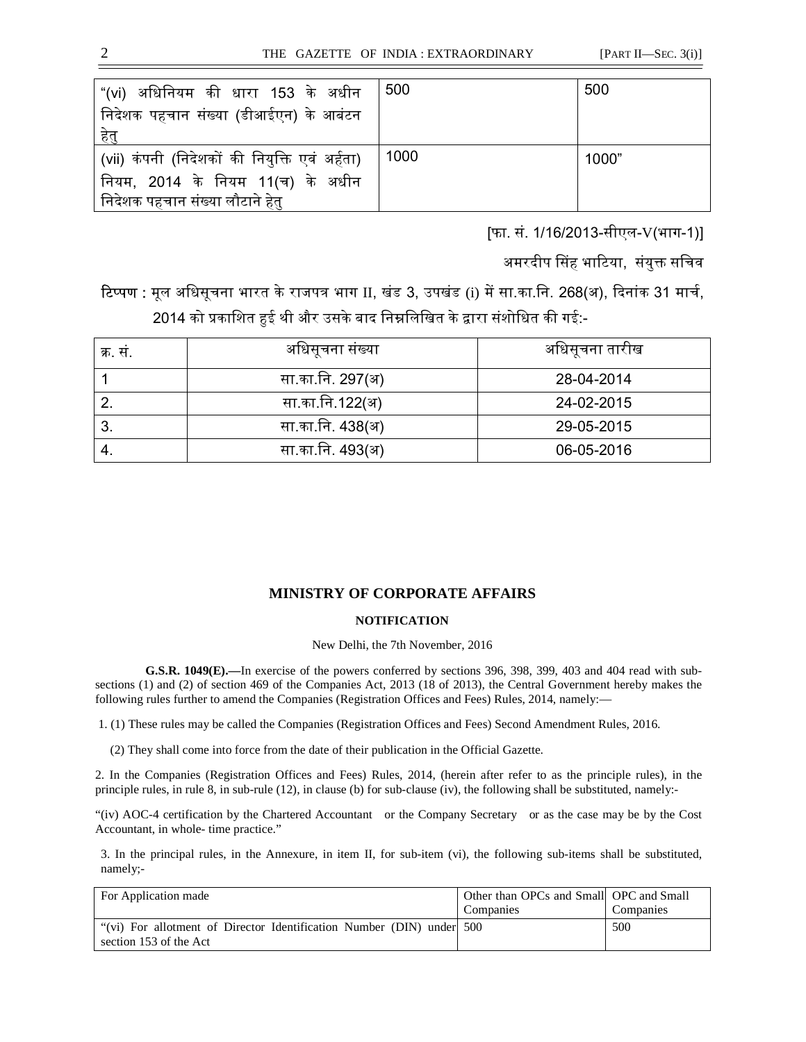| "(vi) अधिनियम की धारा 153 के अधीन निदेशक पहचान संख्या (डीआईएन) के आबंटन हेतु | 500 | 500 |
|---|---|---|
| (vii) कंपनी (निदेशकों की नियुक्ति एवं अर्हता) नियम, 2014 के नियम 11(च) के अधीन निदेशक पहचान संख्या लौटाने हेतु | 1000 | 1000" |

[फा. सं. 1/16/2013-सीएल-V(भाग-1)]

अमरदीप सिंह भाटिया, संयुक्त सचिव

**टिप्पण :** मूल अधिसूचना भारत के राजपत्र भाग II, खंड 3, उपखंड (i) में सा.का.नि. 268(अ), दिनांक 31 मार्च, 2014 को प्रकाशित हुई थी और उसके बाद निम्नलिखित के द्वारा संशोधित की गई:-

| क्र. सं. | अधिसूचना संख्या | अधिसूचना तारीख |
|---|---|---|
| 1 | सा.का.नि. 297(अ) | 28-04-2014 |
| 2. | सा.का.नि.122(अ) | 24-02-2015 |
| 3. | सा.का.नि. 438(अ) | 29-05-2015 |
| 4. | सा.का.नि. 493(अ) | 06-05-2016 |

## MINISTRY OF CORPORATE AFFAIRS

### NOTIFICATION

New Delhi, the 7th November, 2016

**G.S.R. 1049(E).—**In exercise of the powers conferred by sections 396, 398, 399, 403 and 404 read with sub-sections (1) and (2) of section 469 of the Companies Act, 2013 (18 of 2013), the Central Government hereby makes the following rules further to amend the Companies (Registration Offices and Fees) Rules, 2014, namely:—

1. (1) These rules may be called the Companies (Registration Offices and Fees) Second Amendment Rules, 2016.

(2) They shall come into force from the date of their publication in the Official Gazette.

2. In the Companies (Registration Offices and Fees) Rules, 2014, (herein after refer to as the principle rules), in the principle rules, in rule 8, in sub-rule (12), in clause (b) for sub-clause (iv), the following shall be substituted, namely:-

"(iv) AOC-4 certification by the Chartered Accountant or the Company Secretary or as the case may be by the Cost Accountant, in whole- time practice."

3. In the principal rules, in the Annexure, in item II, for sub-item (vi), the following sub-items shall be substituted, namely;-

| For Application made | Other than OPCs and Small Companies | OPC and Small Companies |
|---|---|---|
| "(vi) For allotment of Director Identification Number (DIN) under section 153 of the Act | 500 | 500 |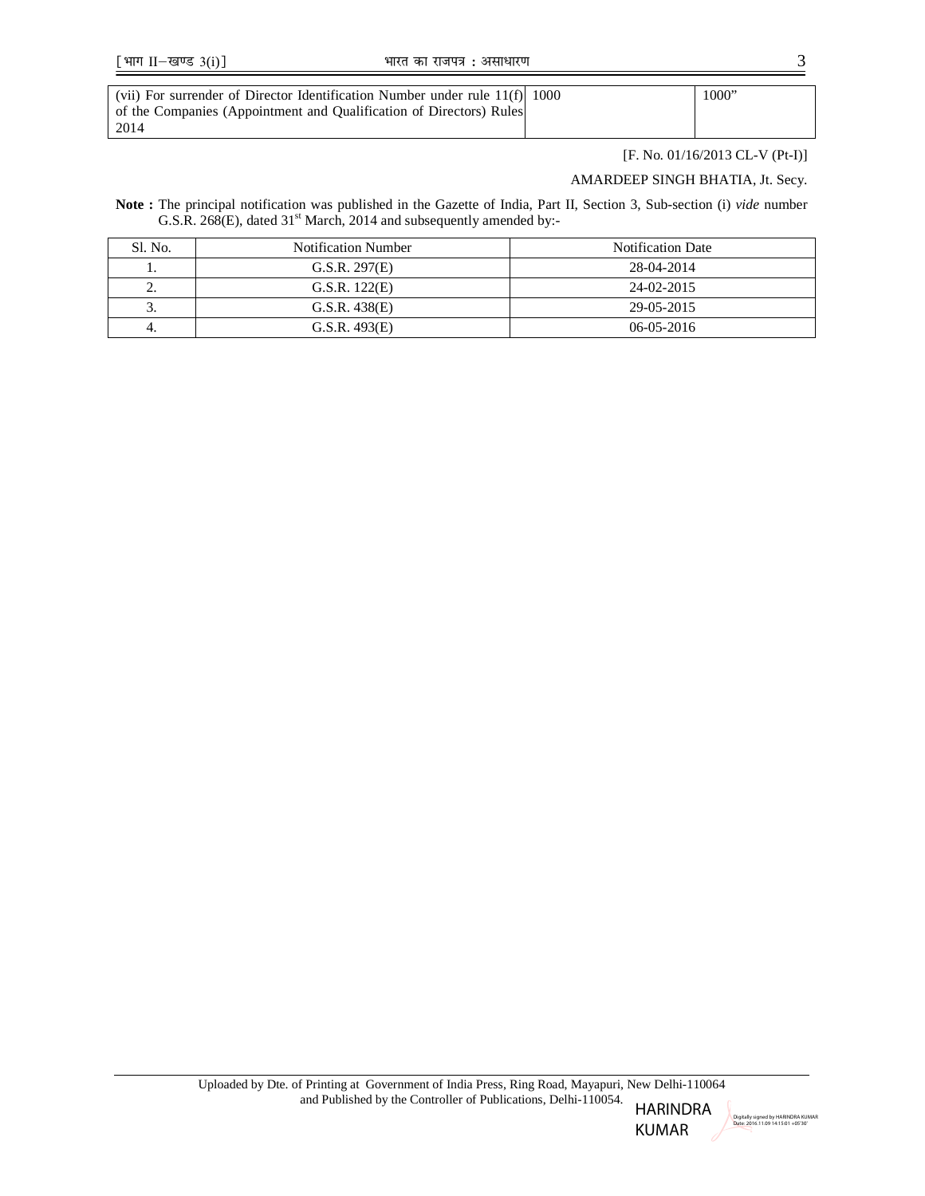| | | |
|---|---|---|
| (vii) For surrender of Director Identification Number under rule 11(f) of the Companies (Appointment and Qualification of Directors) Rules 2014 | 1000 | 1000" |

[F. No. 01/16/2013 CL-V (Pt-I)]

AMARDEEP SINGH BHATIA, Jt. Secy.

**Note :** The principal notification was published in the Gazette of India, Part II, Section 3, Sub-section (i) *vide* number G.S.R. 268(E), dated 31st March, 2014 and subsequently amended by:-

| Sl. No. | Notification Number | Notification Date |
|---|---|---|
| 1. | G.S.R. 297(E) | 28-04-2014 |
| 2. | G.S.R. 122(E) | 24-02-2015 |
| 3. | G.S.R. 438(E) | 29-05-2015 |
| 4. | G.S.R. 493(E) | 06-05-2016 |

Uploaded by Dte. of Printing at Government of India Press, Ring Road, Mayapuri, New Delhi-110064 and Published by the Controller of Publications, Delhi-110054.

HARINDRA KUMAR

Digitally signed by HARINDRA KUMAR Date: 2016.11.09 14:15:01 +05'30'